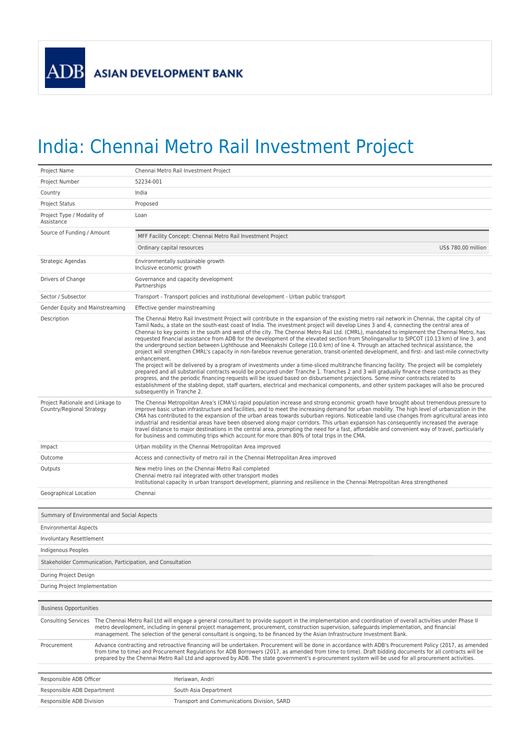ADB ASIAN DEVELOPMENT BANK

# India: Chennai Metro Rail Investment Project

| | |
|---|---|
| Project Name | Chennai Metro Rail Investment Project |
| Project Number | 52234-001 |
| Country | India |
| Project Status | Proposed |
| Project Type / Modality of Assistance | Loan |
| Source of Funding / Amount | MFF Facility Concept: Chennai Metro Rail Investment Project<br>Ordinary capital resources — US$ 780.00 million |
| Strategic Agendas | Environmentally sustainable growth<br>Inclusive economic growth |
| Drivers of Change | Governance and capacity development<br>Partnerships |
| Sector / Subsector | Transport - Transport policies and institutional development - Urban public transport |
| Gender Equity and Mainstreaming | Effective gender mainstreaming |
| Description | The Chennai Metro Rail Investment Project will contribute in the expansion of the existing metro rail network in Chennai, the capital city of Tamil Nadu, a state on the south-east coast of India. The investment project will develop Lines 3 and 4, connecting the central area of Chennai to key points in the south and west of the city. The Chennai Metro Rail Ltd. (CMRL), mandated to implement the Chennai Metro, has requested financial assistance from ADB for the development of the elevated section from Sholinganallur to SIPCOT (10.13 km) of line 3, and the underground section between Lighthouse and Meenakshi College (10.0 km) of line 4. Through an attached technical assistance, the project will strengthen CMRL's capacity in non-farebox revenue generation, transit-oriented development, and first- and last-mile connectivity enhancement.<br>The project will be delivered by a program of investments under a time-sliced multitranche financing facility. The project will be completely prepared and all substantial contracts would be procured under Tranche 1. Tranches 2 and 3 will gradually finance these contracts as they progress, and the periodic financing requests will be issued based on disbursement projections. Some minor contracts related to establishment of the stabling depot, staff quarters, electrical and mechanical components, and other system packages will also be procured subsequently in Tranche 2. |
| Project Rationale and Linkage to Country/Regional Strategy | The Chennai Metropolitan Area's (CMA's) rapid population increase and strong economic growth have brought about tremendous pressure to improve basic urban infrastructure and facilities, and to meet the increasing demand for urban mobility. The high level of urbanization in the CMA has contributed to the expansion of the urban areas towards suburban regions. Noticeable land use changes from agricultural areas into industrial and residential areas have been observed along major corridors. This urban expansion has consequently increased the average travel distance to major destinations in the central area, prompting the need for a fast, affordable and convenient way of travel, particularly for business and commuting trips which account for more than 80% of total trips in the CMA. |
| Impact | Urban mobility in the Chennai Metropolitan Area improved |
| Outcome | Access and connectivity of metro rail in the Chennai Metropolitan Area improved |
| Outputs | New metro lines on the Chennai Metro Rail completed<br>Chennai metro rail integrated with other transport modes<br>Institutional capacity in urban transport development, planning and resilience in the Chennai Metropolitan Area strengthened |
| Geographical Location | Chennai |

| Summary of Environmental and Social Aspects |
|---|
| Environmental Aspects |
| Involuntary Resettlement |
| Indigenous Peoples |
| **Stakeholder Communication, Participation, and Consultation** |
| During Project Design |
| During Project Implementation |

| Business Opportunities | |
|---|---|
| Consulting Services | The Chennai Metro Rail Ltd will engage a general consultant to provide support in the implementation and coordination of overall activities under Phase II metro development, including in general project management, procurement, construction supervision, safeguards implementation, and financial management. The selection of the general consultant is ongoing, to be financed by the Asian Infrastructure Investment Bank. |
| Procurement | Advance contracting and retroactive financing will be undertaken. Procurement will be done in accordance with ADB's Procurement Policy (2017, as amended from time to time) and Procurement Regulations for ADB Borrowers (2017, as amended from time to time). Draft bidding documents for all contracts will be prepared by the Chennai Metro Rail Ltd and approved by ADB. The state government's e-procurement system will be used for all procurement activities. |

| | |
|---|---|
| Responsible ADB Officer | Heriawan, Andri |
| Responsible ADB Department | South Asia Department |
| Responsible ADB Division | Transport and Communications Division, SARD |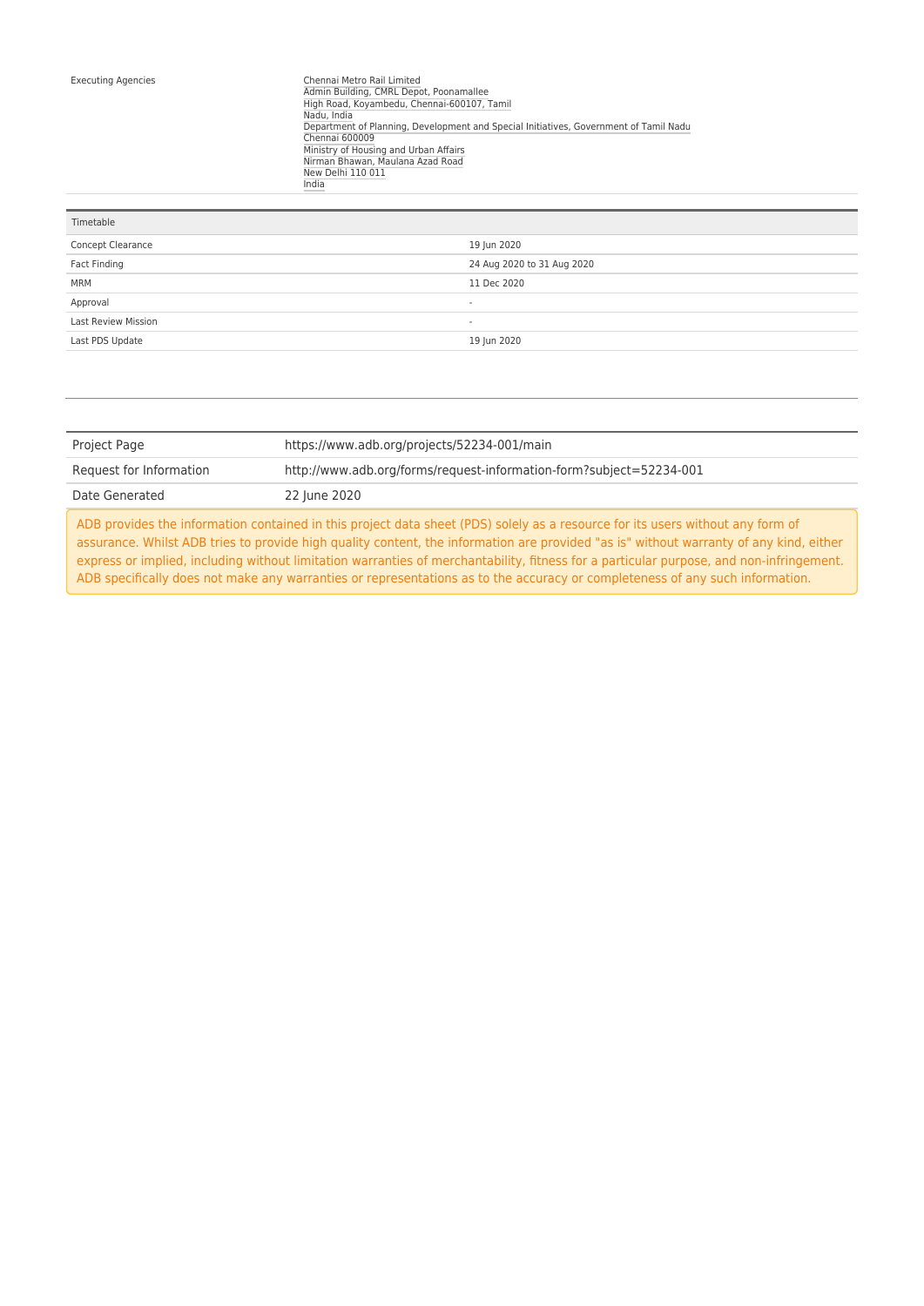| | |
|---|---|
| Executing Agencies | Chennai Metro Rail Limited<br>Admin Building, CMRL Depot, Poonamallee<br>High Road, Koyambedu, Chennai-600107, Tamil Nadu, India<br>Department of Planning, Development and Special Initiatives, Government of Tamil Nadu<br>Chennai 600009<br>Ministry of Housing and Urban Affairs<br>Nirman Bhawan, Maulana Azad Road<br>New Delhi 110 011<br>India |

| Timetable | |
|---|---|
| Concept Clearance | 19 Jun 2020 |
| Fact Finding | 24 Aug 2020 to 31 Aug 2020 |
| MRM | 11 Dec 2020 |
| Approval | - |
| Last Review Mission | - |
| Last PDS Update | 19 Jun 2020 |

| | |
|---|---|
| Project Page | https://www.adb.org/projects/52234-001/main |
| Request for Information | http://www.adb.org/forms/request-information-form?subject=52234-001 |
| Date Generated | 22 June 2020 |

ADB provides the information contained in this project data sheet (PDS) solely as a resource for its users without any form of assurance. Whilst ADB tries to provide high quality content, the information are provided "as is" without warranty of any kind, either express or implied, including without limitation warranties of merchantability, fitness for a particular purpose, and non-infringement. ADB specifically does not make any warranties or representations as to the accuracy or completeness of any such information.